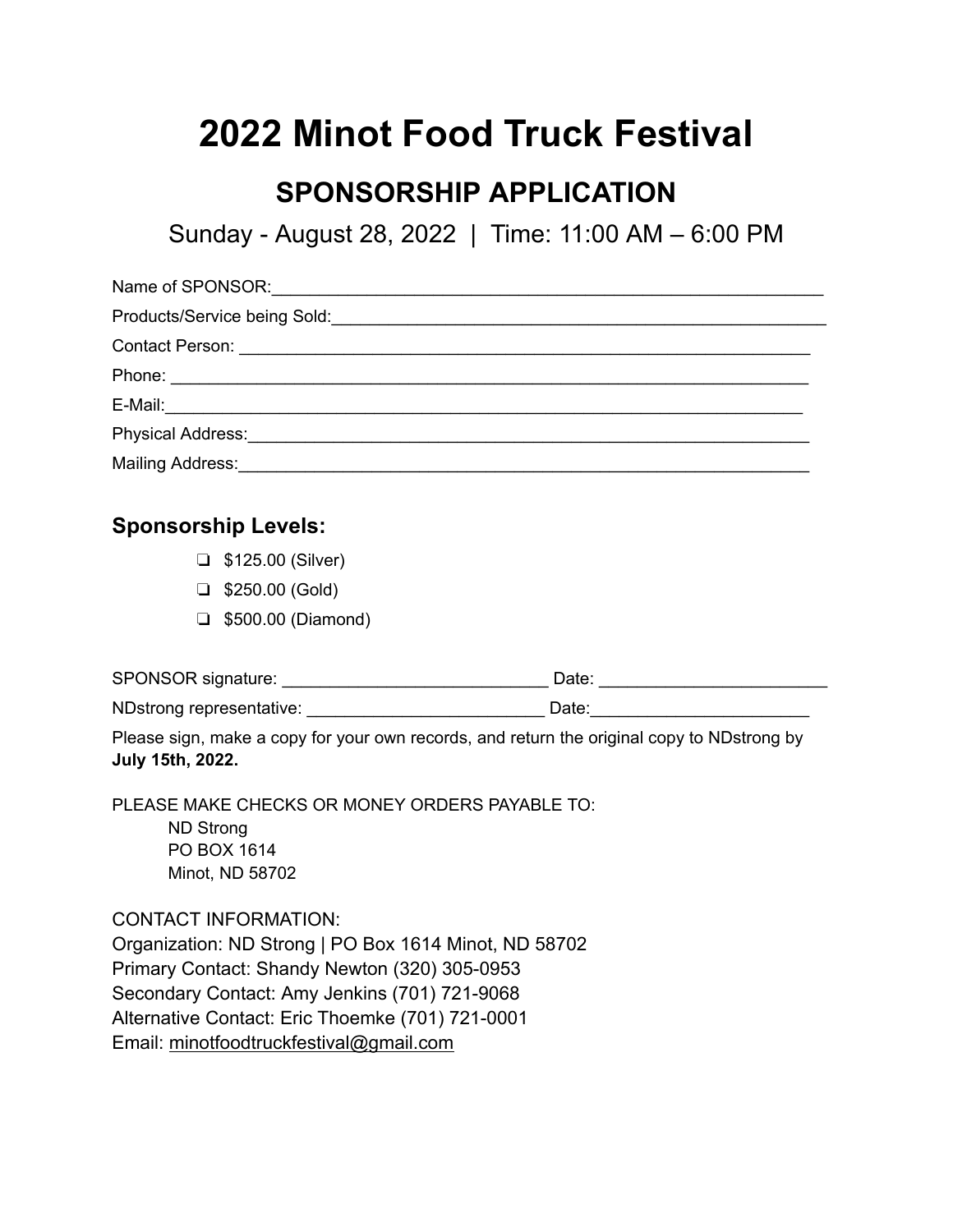# 2022 Minot Food Truck Festival

## SPONSORSHIP APPLICATION

Sunday - August 28, 2022 | Time: 11:00 AM – 6:00 PM

Name of SPONSOR:______________________________________________________________

Products/Service being Sold:____________________________________________________

Contact Person: _______________________________________________________________

Phone: _______________________________________________________________________

E-Mail:_______________________________________________________________________

Physical Address:______________________________________________________________

Mailing Address:_______________________________________________________________

### Sponsorship Levels:

- ❏ $125.00 (Silver)
- ❏ $250.00 (Gold)
- ❏ $500.00 (Diamond)

SPONSOR signature: ____________________________ Date: ________________________

NDstrong representative: _________________________ Date:_______________________

Please sign, make a copy for your own records, and return the original copy to NDstrong by **July 15th, 2022.**

PLEASE MAKE CHECKS OR MONEY ORDERS PAYABLE TO:

ND Strong
PO BOX 1614
Minot, ND 58702

CONTACT INFORMATION:
Organization: ND Strong | PO Box 1614 Minot, ND 58702
Primary Contact: Shandy Newton (320) 305-0953
Secondary Contact: Amy Jenkins (701) 721-9068
Alternative Contact: Eric Thoemke (701) 721-0001
Email: minotfoodtruckfestival@gmail.com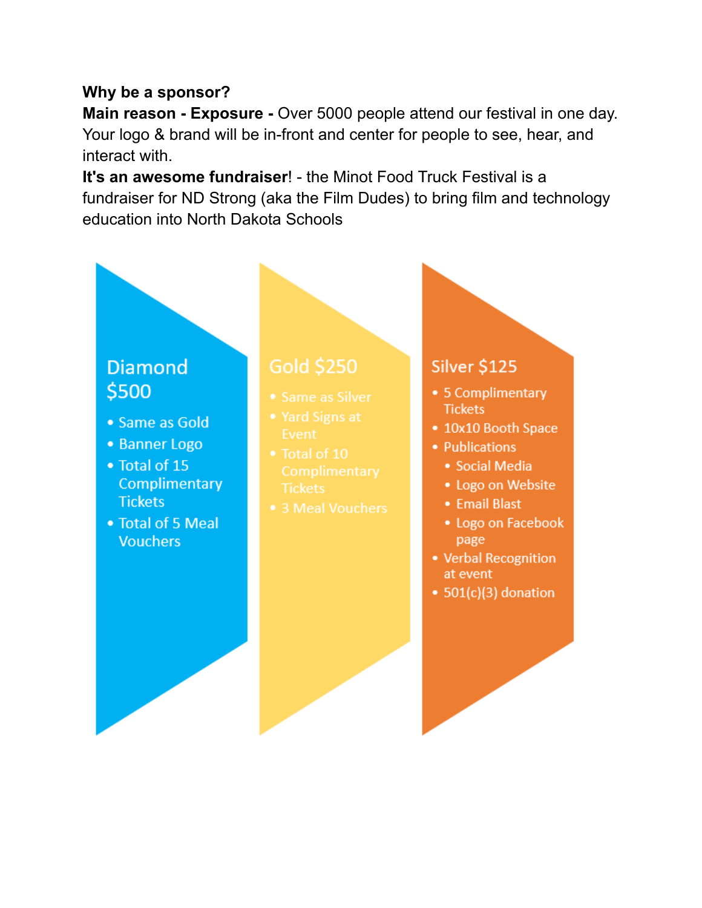**Why be a sponsor?**

**Main reason - Exposure -** Over 5000 people attend our festival in one day. Your logo & brand will be in-front and center for people to see, hear, and interact with.

**It's an awesome fundraiser**! - the Minot Food Truck Festival is a fundraiser for ND Strong (aka the Film Dudes) to bring film and technology education into North Dakota Schools

### Diamond $500

- Same as Gold
- Banner Logo
- Total of 15 Complimentary Tickets
- Total of 5 Meal Vouchers

### Gold $250

- Same as Silver
- Yard Signs at Event
- Total of 10 Complimentary Tickets
- 3 Meal Vouchers

### Silver $125

- 5 Complimentary Tickets
- 10x10 Booth Space
- Publications
  - Social Media
  - Logo on Website
  - Email Blast
  - Logo on Facebook page
- Verbal Recognition at event
- 501(c)(3) donation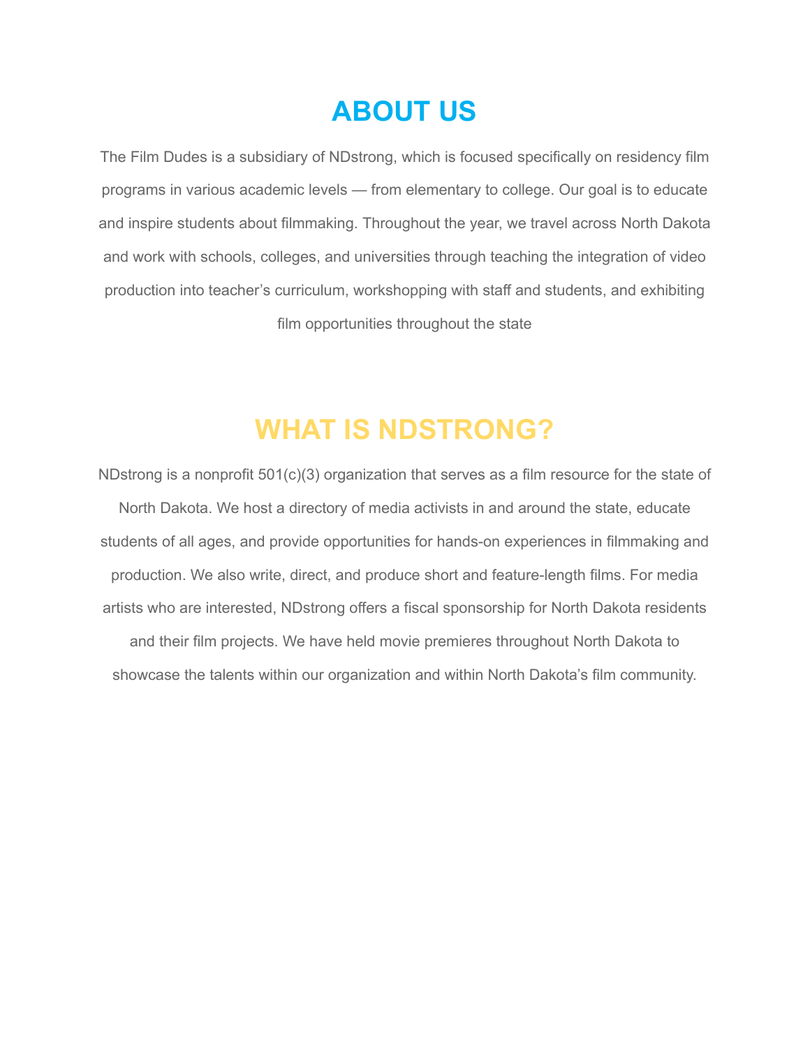# ABOUT US

The Film Dudes is a subsidiary of NDstrong, which is focused specifically on residency film programs in various academic levels — from elementary to college. Our goal is to educate and inspire students about filmmaking. Throughout the year, we travel across North Dakota and work with schools, colleges, and universities through teaching the integration of video production into teacher's curriculum, workshopping with staff and students, and exhibiting film opportunities throughout the state

# WHAT IS NDSTRONG?

NDstrong is a nonprofit 501(c)(3) organization that serves as a film resource for the state of North Dakota. We host a directory of media activists in and around the state, educate students of all ages, and provide opportunities for hands-on experiences in filmmaking and production. We also write, direct, and produce short and feature-length films. For media artists who are interested, NDstrong offers a fiscal sponsorship for North Dakota residents and their film projects. We have held movie premieres throughout North Dakota to showcase the talents within our organization and within North Dakota's film community.